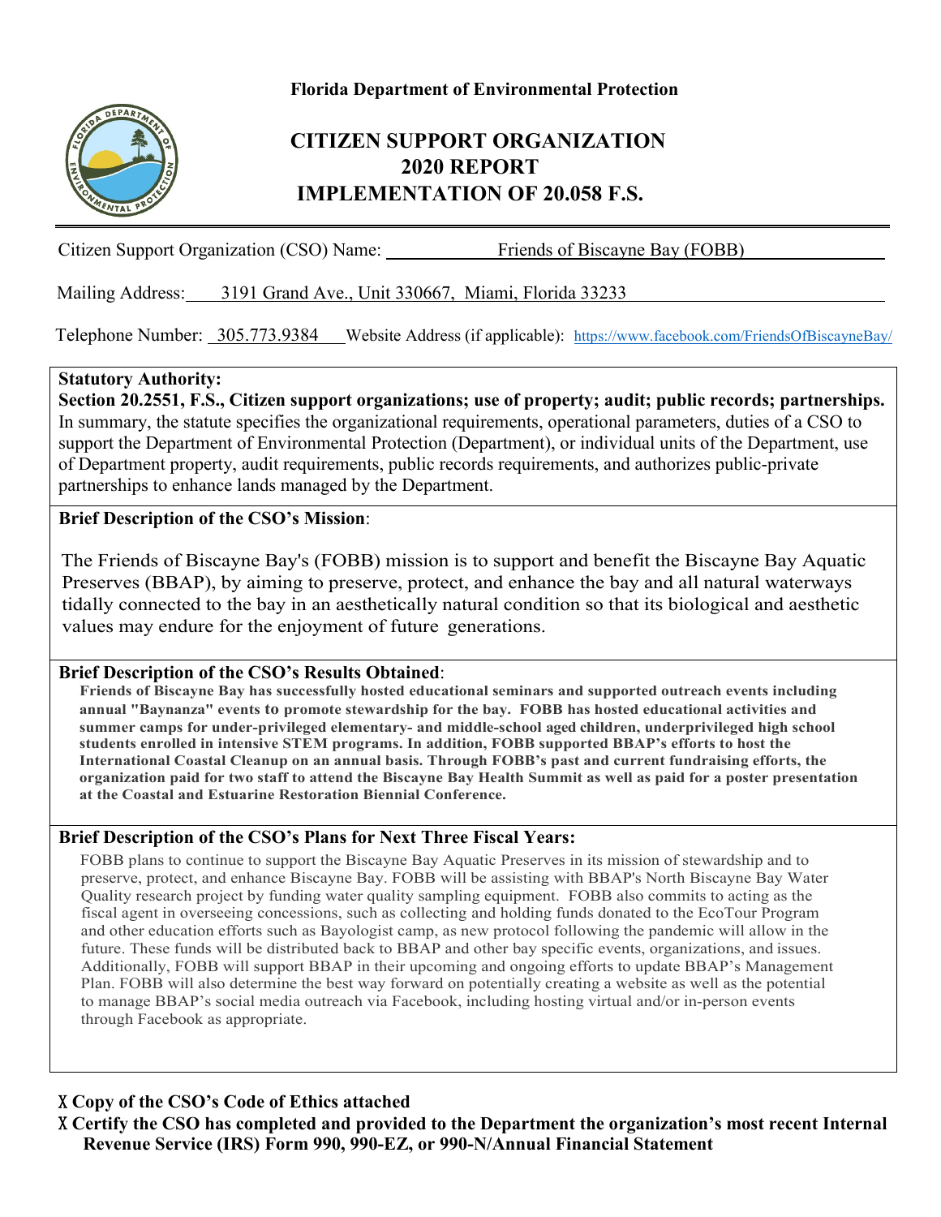**Florida Department of Environmental Protection**

# CITIZEN SUPPORT ORGANIZATION 2020 REPORT IMPLEMENTATION OF 20.058 F.S.

Citizen Support Organization (CSO) Name: Friends of Biscayne Bay (FOBB)

Mailing Address: 3191 Grand Ave., Unit 330667, Miami, Florida 33233

Telephone Number: 305.773.9384 Website Address (if applicable): https://www.facebook.com/FriendsOfBiscayneBay/

**Statutory Authority:**

**Section 20.2551, F.S., Citizen support organizations; use of property; audit; public records; partnerships.** In summary, the statute specifies the organizational requirements, operational parameters, duties of a CSO to support the Department of Environmental Protection (Department), or individual units of the Department, use of Department property, audit requirements, public records requirements, and authorizes public-private partnerships to enhance lands managed by the Department.

**Brief Description of the CSO's Mission**:

The Friends of Biscayne Bay's (FOBB) mission is to support and benefit the Biscayne Bay Aquatic Preserves (BBAP), by aiming to preserve, protect, and enhance the bay and all natural waterways tidally connected to the bay in an aesthetically natural condition so that its biological and aesthetic values may endure for the enjoyment of future generations.

**Brief Description of the CSO's Results Obtained**:

**Friends of Biscayne Bay has successfully hosted educational seminars and supported outreach events including annual "Baynanza" events to promote stewardship for the bay. FOBB has hosted educational activities and summer camps for under-privileged elementary- and middle-school aged children, underprivileged high school students enrolled in intensive STEM programs. In addition, FOBB supported BBAP's efforts to host the International Coastal Cleanup on an annual basis. Through FOBB's past and current fundraising efforts, the organization paid for two staff to attend the Biscayne Bay Health Summit as well as paid for a poster presentation at the Coastal and Estuarine Restoration Biennial Conference.**

**Brief Description of the CSO's Plans for Next Three Fiscal Years:**

FOBB plans to continue to support the Biscayne Bay Aquatic Preserves in its mission of stewardship and to preserve, protect, and enhance Biscayne Bay. FOBB will be assisting with BBAP's North Biscayne Bay Water Quality research project by funding water quality sampling equipment. FOBB also commits to acting as the fiscal agent in overseeing concessions, such as collecting and holding funds donated to the EcoTour Program and other education efforts such as Bayologist camp, as new protocol following the pandemic will allow in the future. These funds will be distributed back to BBAP and other bay specific events, organizations, and issues. Additionally, FOBB will support BBAP in their upcoming and ongoing efforts to update BBAP's Management Plan. FOBB will also determine the best way forward on potentially creating a website as well as the potential to manage BBAP's social media outreach via Facebook, including hosting virtual and/or in-person events through Facebook as appropriate.

X **Copy of the CSO's Code of Ethics attached**

X **Certify the CSO has completed and provided to the Department the organization's most recent Internal Revenue Service (IRS) Form 990, 990-EZ, or 990-N/Annual Financial Statement**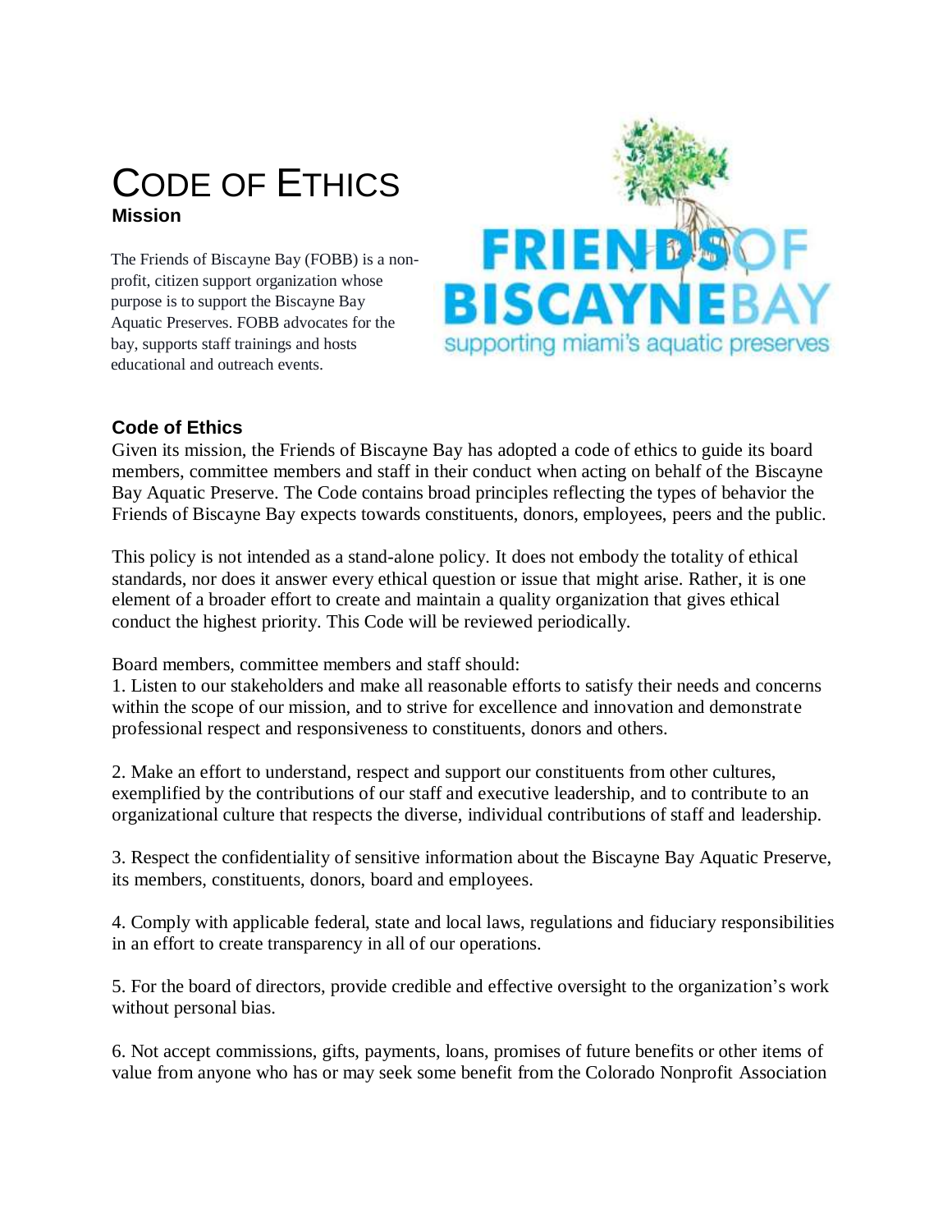# CODE OF ETHICS

**Mission**

The Friends of Biscayne Bay (FOBB) is a non-profit, citizen support organization whose purpose is to support the Biscayne Bay Aquatic Preserves. FOBB advocates for the bay, supports staff trainings and hosts educational and outreach events.

FRIENDS OF BISCAYNE BAY
supporting miami's aquatic preserves

## Code of Ethics

Given its mission, the Friends of Biscayne Bay has adopted a code of ethics to guide its board members, committee members and staff in their conduct when acting on behalf of the Biscayne Bay Aquatic Preserve. The Code contains broad principles reflecting the types of behavior the Friends of Biscayne Bay expects towards constituents, donors, employees, peers and the public.

This policy is not intended as a stand-alone policy. It does not embody the totality of ethical standards, nor does it answer every ethical question or issue that might arise. Rather, it is one element of a broader effort to create and maintain a quality organization that gives ethical conduct the highest priority. This Code will be reviewed periodically.

Board members, committee members and staff should:

1. Listen to our stakeholders and make all reasonable efforts to satisfy their needs and concerns within the scope of our mission, and to strive for excellence and innovation and demonstrate professional respect and responsiveness to constituents, donors and others.

2. Make an effort to understand, respect and support our constituents from other cultures, exemplified by the contributions of our staff and executive leadership, and to contribute to an organizational culture that respects the diverse, individual contributions of staff and leadership.

3. Respect the confidentiality of sensitive information about the Biscayne Bay Aquatic Preserve, its members, constituents, donors, board and employees.

4. Comply with applicable federal, state and local laws, regulations and fiduciary responsibilities in an effort to create transparency in all of our operations.

5. For the board of directors, provide credible and effective oversight to the organization's work without personal bias.

6. Not accept commissions, gifts, payments, loans, promises of future benefits or other items of value from anyone who has or may seek some benefit from the Colorado Nonprofit Association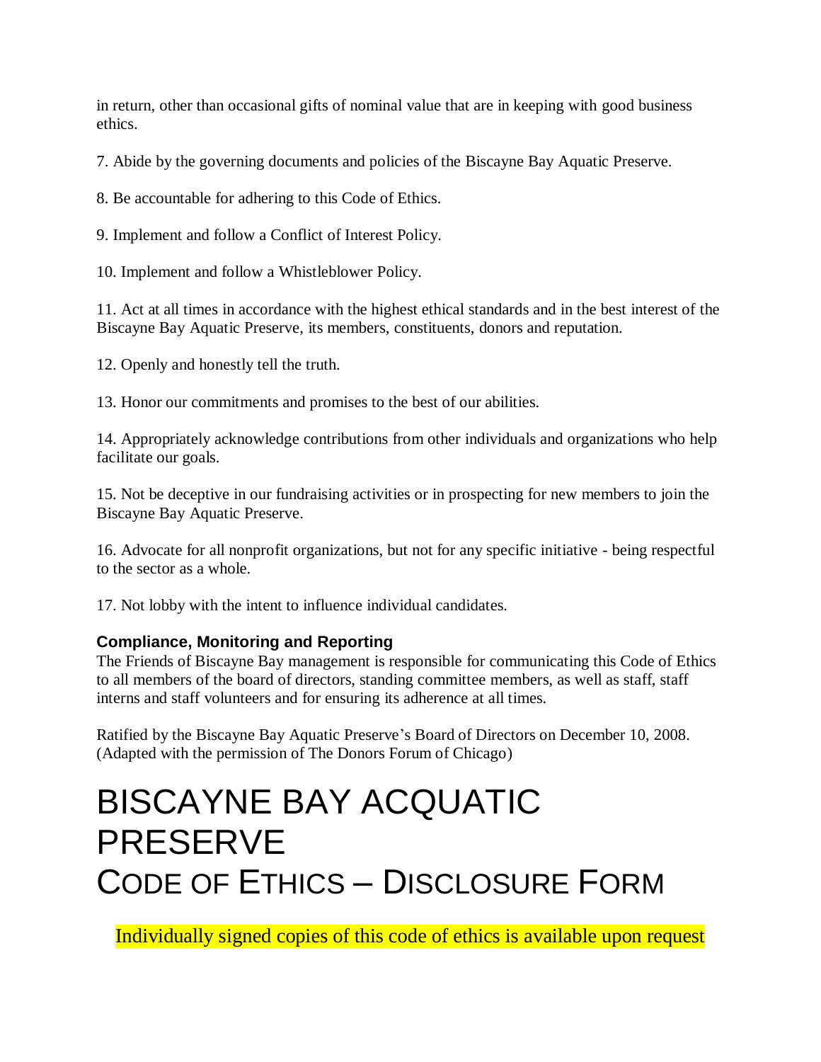in return, other than occasional gifts of nominal value that are in keeping with good business ethics.

7. Abide by the governing documents and policies of the Biscayne Bay Aquatic Preserve.

8. Be accountable for adhering to this Code of Ethics.

9. Implement and follow a Conflict of Interest Policy.

10. Implement and follow a Whistleblower Policy.

11. Act at all times in accordance with the highest ethical standards and in the best interest of the Biscayne Bay Aquatic Preserve, its members, constituents, donors and reputation.

12. Openly and honestly tell the truth.

13. Honor our commitments and promises to the best of our abilities.

14. Appropriately acknowledge contributions from other individuals and organizations who help facilitate our goals.

15. Not be deceptive in our fundraising activities or in prospecting for new members to join the Biscayne Bay Aquatic Preserve.

16. Advocate for all nonprofit organizations, but not for any specific initiative - being respectful to the sector as a whole.

17. Not lobby with the intent to influence individual candidates.

### Compliance, Monitoring and Reporting

The Friends of Biscayne Bay management is responsible for communicating this Code of Ethics to all members of the board of directors, standing committee members, as well as staff, staff interns and staff volunteers and for ensuring its adherence at all times.

Ratified by the Biscayne Bay Aquatic Preserve's Board of Directors on December 10, 2008. (Adapted with the permission of The Donors Forum of Chicago)

# BISCAYNE BAY ACQUATIC PRESERVE
# CODE OF ETHICS – DISCLOSURE FORM

Individually signed copies of this code of ethics is available upon request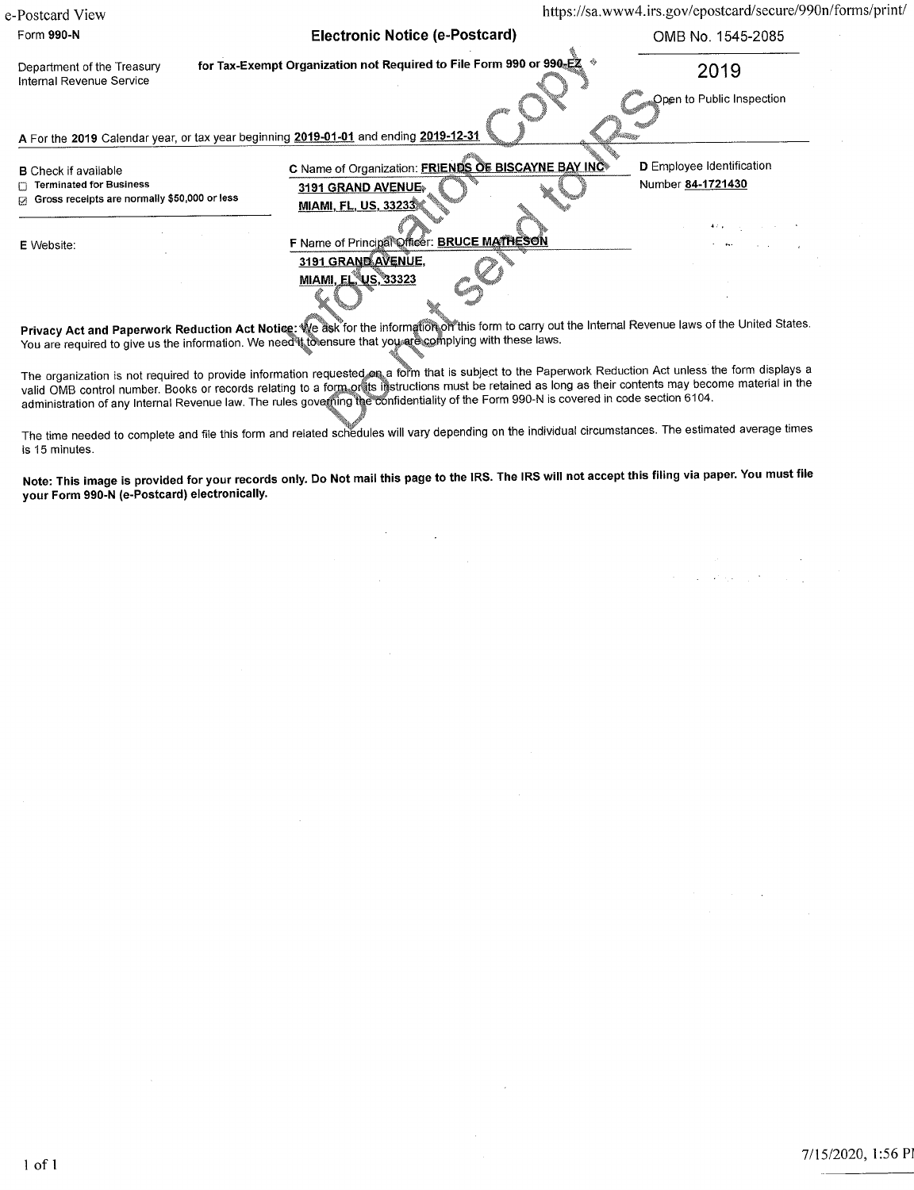e-Postcard View https://sa.www4.irs.gov/epostcard/secure/990n/forms/print/

Form **990-N**

# Electronic Notice (e-Postcard)

**for Tax-Exempt Organization not Required to File Form 990 or 990-EZ**

OMB No. 1545-2085

**2019**

Open to Public Inspection

Department of the Treasury
Internal Revenue Service

**A** For the **2019** Calendar year, or tax year beginning **2019-01-01** and ending **2019-12-31**

**B** Check if available
- ☐ **Terminated for Business**
- ☑ **Gross receipts are normally $50,000 or less**

**C** Name of Organization: **FRIENDS OF BISCAYNE BAY INC**
**3191 GRAND AVENUE,**
**MIAMI, FL, US, 33233**

**D** Employee Identification Number **84-1721430**

**E** Website:

**F** Name of Principal Officer: **BRUCE MATHESON**
**3191 GRAND AVENUE,**
**MIAMI, FL, US, 33323**

Information Copy Do not send to IRS

**Privacy Act and Paperwork Reduction Act Notice:** We ask for the information on this form to carry out the Internal Revenue laws of the United States. You are required to give us the information. We need it to ensure that you are complying with these laws.

The organization is not required to provide information requested on a form that is subject to the Paperwork Reduction Act unless the form displays a valid OMB control number. Books or records relating to a form or its instructions must be retained as long as their contents may become material in the administration of any Internal Revenue law. The rules governing the confidentiality of the Form 990-N is covered in code section 6104.

The time needed to complete and file this form and related schedules will vary depending on the individual circumstances. The estimated average times is 15 minutes.

**Note: This image is provided for your records only. Do Not mail this page to the IRS. The IRS will not accept this filing via paper. You must file your Form 990-N (e-Postcard) electronically.**

7/15/2020, 1:56 PM